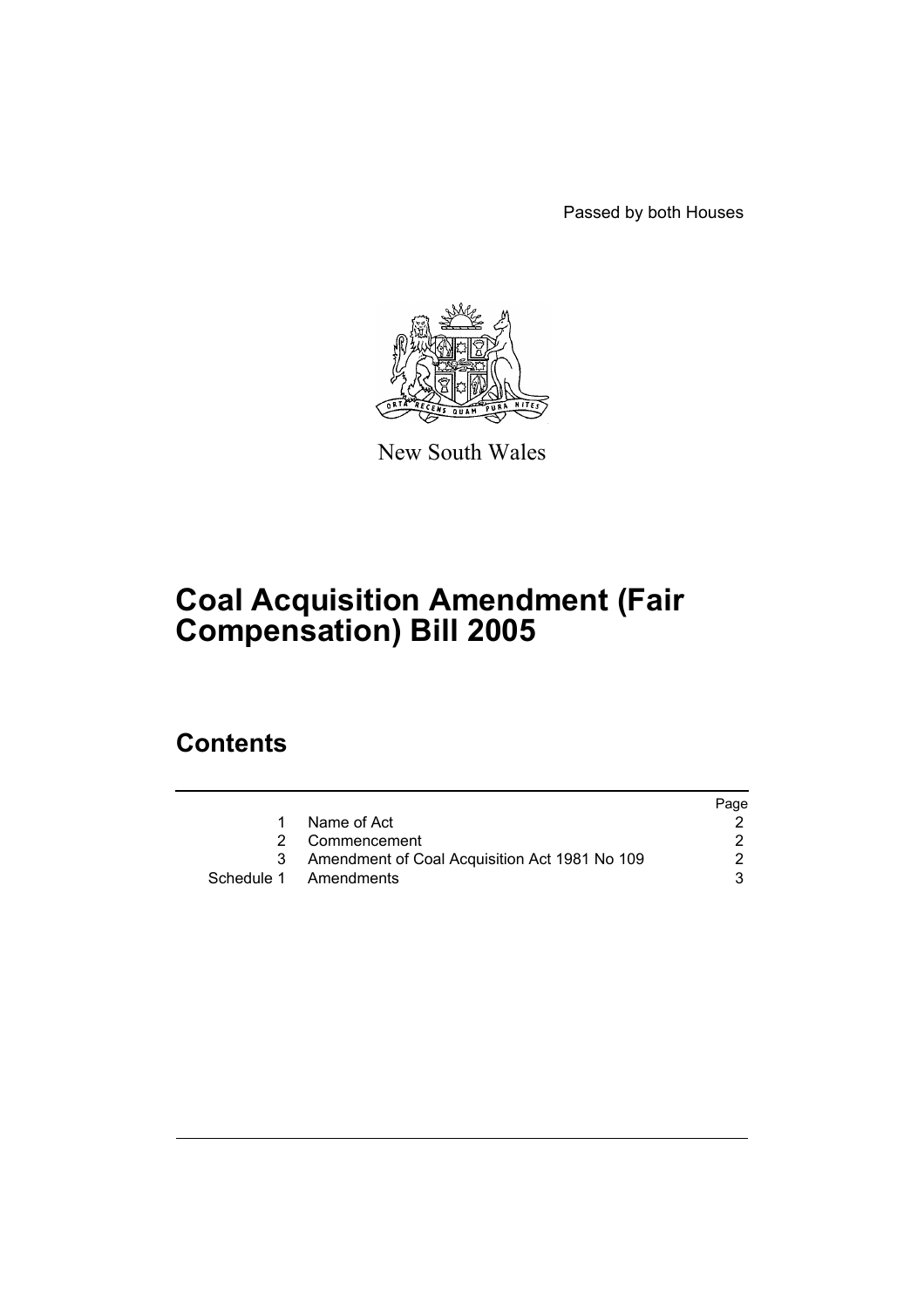Passed by both Houses

New South Wales

# Coal Acquisition Amendment (Fair Compensation) Bill 2005

## Contents

| | | Page |
|---|---|---|
| 1 | Name of Act | 2 |
| 2 | Commencement | 2 |
| 3 | Amendment of Coal Acquisition Act 1981 No 109 | 2 |
| Schedule 1 | Amendments | 3 |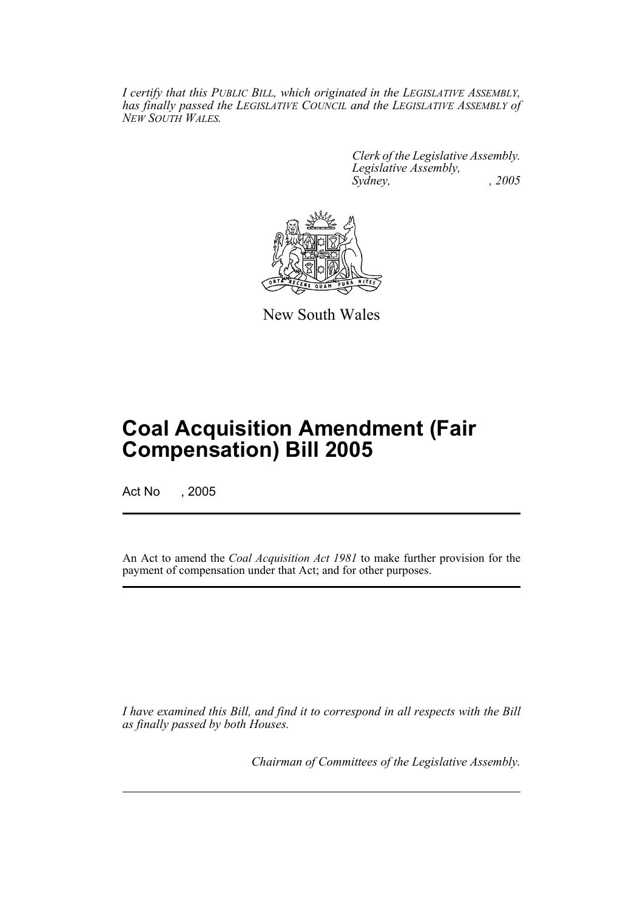*I certify that this PUBLIC BILL, which originated in the LEGISLATIVE ASSEMBLY, has finally passed the LEGISLATIVE COUNCIL and the LEGISLATIVE ASSEMBLY of NEW SOUTH WALES.*

*Clerk of the Legislative Assembly.*
*Legislative Assembly,*
*Sydney, , 2005*

New South Wales

# Coal Acquisition Amendment (Fair Compensation) Bill 2005

Act No , 2005

An Act to amend the *Coal Acquisition Act 1981* to make further provision for the payment of compensation under that Act; and for other purposes.

*I have examined this Bill, and find it to correspond in all respects with the Bill as finally passed by both Houses.*

*Chairman of Committees of the Legislative Assembly.*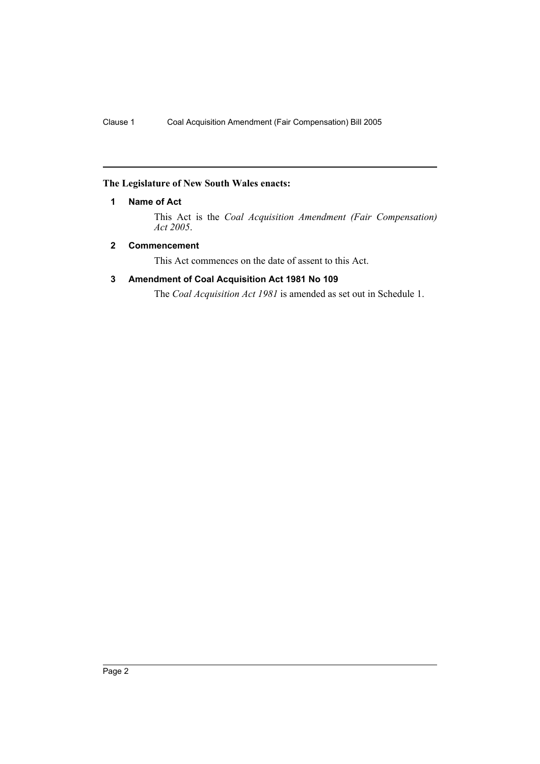**The Legislature of New South Wales enacts:**

## 1 Name of Act

This Act is the *Coal Acquisition Amendment (Fair Compensation) Act 2005*.

## 2 Commencement

This Act commences on the date of assent to this Act.

## 3 Amendment of Coal Acquisition Act 1981 No 109

The *Coal Acquisition Act 1981* is amended as set out in Schedule 1.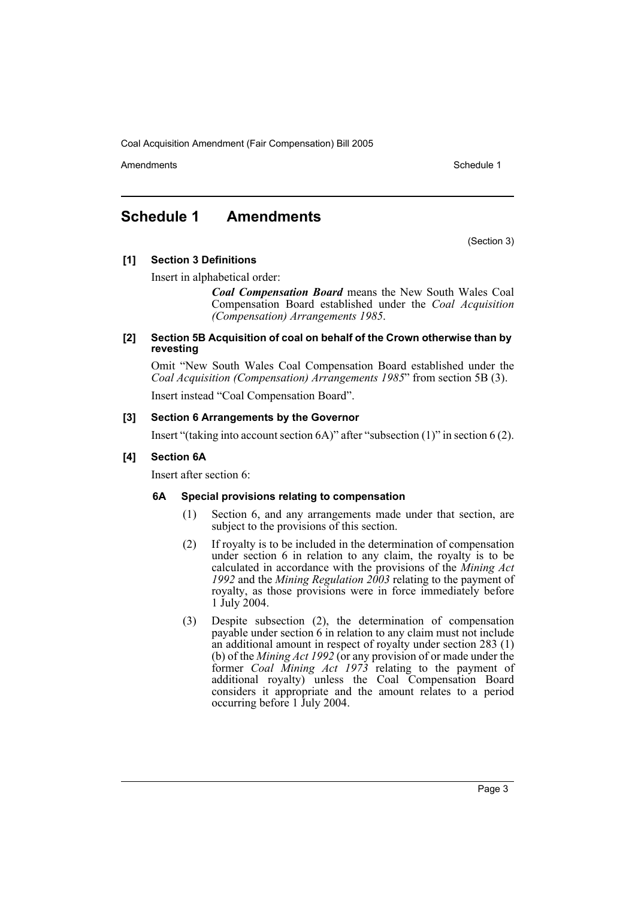# Schedule 1 Amendments

(Section 3)

**[1] Section 3 Definitions**

Insert in alphabetical order:

> ***Coal Compensation Board*** means the New South Wales Coal Compensation Board established under the *Coal Acquisition (Compensation) Arrangements 1985*.

**[2] Section 5B Acquisition of coal on behalf of the Crown otherwise than by revesting**

Omit "New South Wales Coal Compensation Board established under the *Coal Acquisition (Compensation) Arrangements 1985*" from section 5B (3).

Insert instead "Coal Compensation Board".

**[3] Section 6 Arrangements by the Governor**

Insert "(taking into account section 6A)" after "subsection (1)" in section 6 (2).

**[4] Section 6A**

Insert after section 6:

**6A Special provisions relating to compensation**

(1) Section 6, and any arrangements made under that section, are subject to the provisions of this section.

(2) If royalty is to be included in the determination of compensation under section 6 in relation to any claim, the royalty is to be calculated in accordance with the provisions of the *Mining Act 1992* and the *Mining Regulation 2003* relating to the payment of royalty, as those provisions were in force immediately before 1 July 2004.

(3) Despite subsection (2), the determination of compensation payable under section 6 in relation to any claim must not include an additional amount in respect of royalty under section 283 (1) (b) of the *Mining Act 1992* (or any provision of or made under the former *Coal Mining Act 1973* relating to the payment of additional royalty) unless the Coal Compensation Board considers it appropriate and the amount relates to a period occurring before 1 July 2004.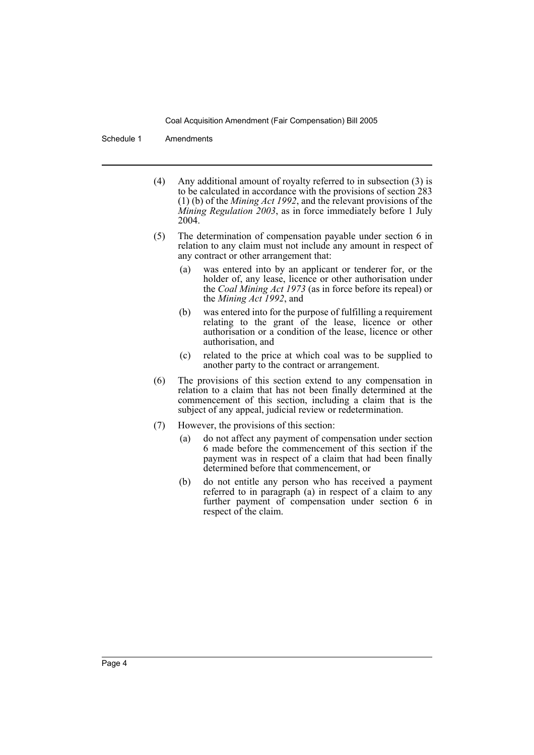(4) Any additional amount of royalty referred to in subsection (3) is to be calculated in accordance with the provisions of section 283 (1) (b) of the *Mining Act 1992*, and the relevant provisions of the *Mining Regulation 2003*, as in force immediately before 1 July 2004.

(5) The determination of compensation payable under section 6 in relation to any claim must not include any amount in respect of any contract or other arrangement that:

- (a) was entered into by an applicant or tenderer for, or the holder of, any lease, licence or other authorisation under the *Coal Mining Act 1973* (as in force before its repeal) or the *Mining Act 1992*, and
- (b) was entered into for the purpose of fulfilling a requirement relating to the grant of the lease, licence or other authorisation or a condition of the lease, licence or other authorisation, and
- (c) related to the price at which coal was to be supplied to another party to the contract or arrangement.

(6) The provisions of this section extend to any compensation in relation to a claim that has not been finally determined at the commencement of this section, including a claim that is the subject of any appeal, judicial review or redetermination.

(7) However, the provisions of this section:

- (a) do not affect any payment of compensation under section 6 made before the commencement of this section if the payment was in respect of a claim that had been finally determined before that commencement, or
- (b) do not entitle any person who has received a payment referred to in paragraph (a) in respect of a claim to any further payment of compensation under section 6 in respect of the claim.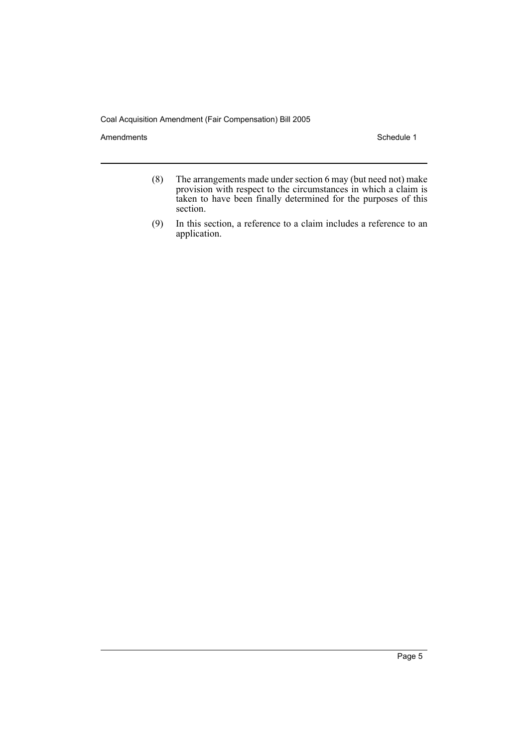(8) The arrangements made under section 6 may (but need not) make provision with respect to the circumstances in which a claim is taken to have been finally determined for the purposes of this section.

(9) In this section, a reference to a claim includes a reference to an application.